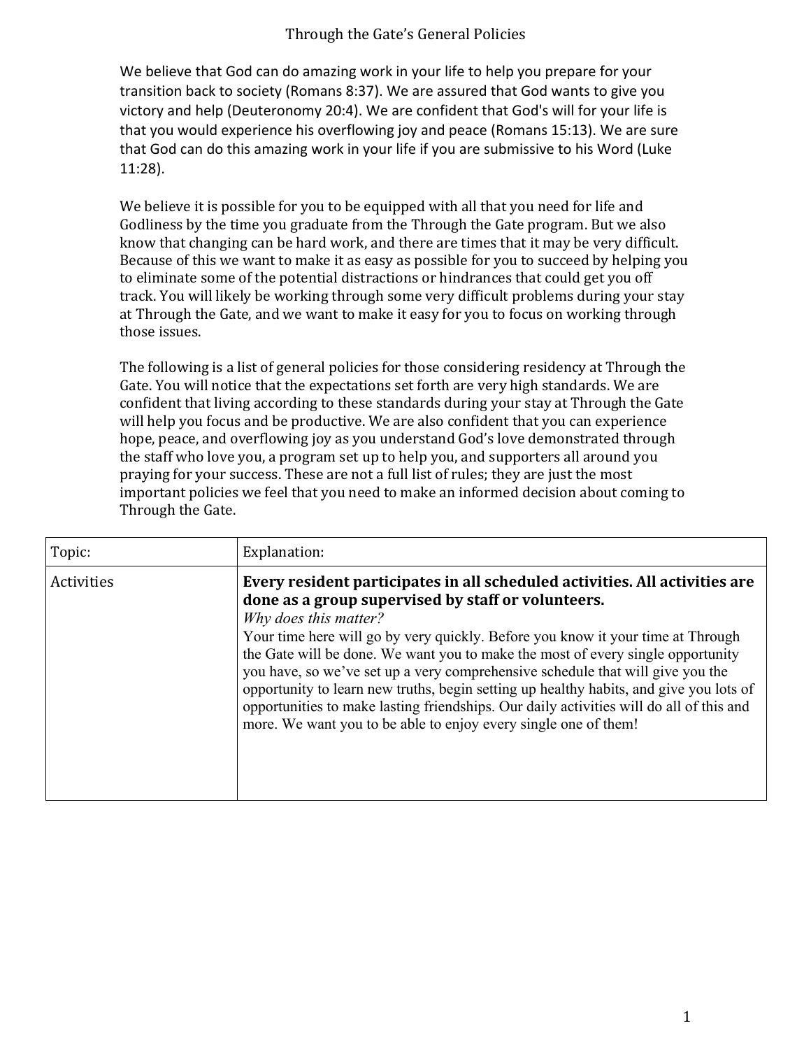# Through the Gate's General Policies

We believe that God can do amazing work in your life to help you prepare for your transition back to society (Romans 8:37). We are assured that God wants to give you victory and help (Deuteronomy 20:4). We are confident that God's will for your life is that you would experience his overflowing joy and peace (Romans 15:13). We are sure that God can do this amazing work in your life if you are submissive to his Word (Luke 11:28).

We believe it is possible for you to be equipped with all that you need for life and Godliness by the time you graduate from the Through the Gate program. But we also know that changing can be hard work, and there are times that it may be very difficult. Because of this we want to make it as easy as possible for you to succeed by helping you to eliminate some of the potential distractions or hindrances that could get you off track. You will likely be working through some very difficult problems during your stay at Through the Gate, and we want to make it easy for you to focus on working through those issues.

The following is a list of general policies for those considering residency at Through the Gate. You will notice that the expectations set forth are very high standards. We are confident that living according to these standards during your stay at Through the Gate will help you focus and be productive. We are also confident that you can experience hope, peace, and overflowing joy as you understand God's love demonstrated through the staff who love you, a program set up to help you, and supporters all around you praying for your success. These are not a full list of rules; they are just the most important policies we feel that you need to make an informed decision about coming to Through the Gate.

| Topic: | Explanation: |
|---|---|
| Activities | **Every resident participates in all scheduled activities. All activities are done as a group supervised by staff or volunteers.**<br>*Why does this matter?*<br>Your time here will go by very quickly. Before you know it your time at Through the Gate will be done. We want you to make the most of every single opportunity you have, so we've set up a very comprehensive schedule that will give you the opportunity to learn new truths, begin setting up healthy habits, and give you lots of opportunities to make lasting friendships. Our daily activities will do all of this and more. We want you to be able to enjoy every single one of them! |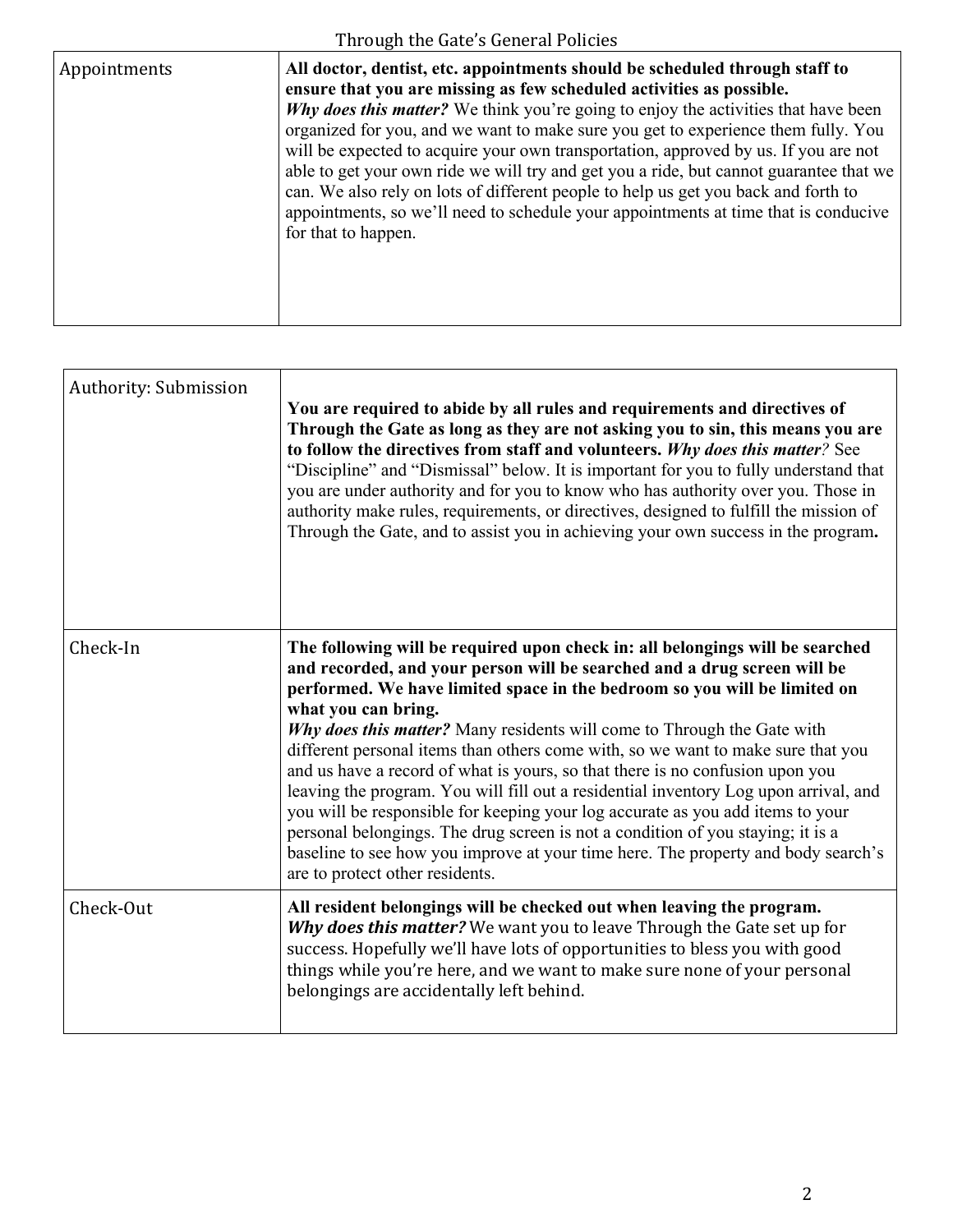Through the Gate's General Policies

| | |
|---|---|
| Appointments | **All doctor, dentist, etc. appointments should be scheduled through staff to ensure that you are missing as few scheduled activities as possible.** ***Why does this matter?*** We think you're going to enjoy the activities that have been organized for you, and we want to make sure you get to experience them fully. You will be expected to acquire your own transportation, approved by us. If you are not able to get your own ride we will try and get you a ride, but cannot guarantee that we can. We also rely on lots of different people to help us get you back and forth to appointments, so we'll need to schedule your appointments at time that is conducive for that to happen. |

| | |
|---|---|
| Authority: Submission | **You are required to abide by all rules and requirements and directives of Through the Gate as long as they are not asking you to sin, this means you are to follow the directives from staff and volunteers.** ***Why does this matter****?* See "Discipline" and "Dismissal" below. It is important for you to fully understand that you are under authority and for you to know who has authority over you. Those in authority make rules, requirements, or directives, designed to fulfill the mission of Through the Gate, and to assist you in achieving your own success in the program**.** |
| Check-In | **The following will be required upon check in: all belongings will be searched and recorded, and your person will be searched and a drug screen will be performed. We have limited space in the bedroom so you will be limited on what you can bring.** ***Why does this matter?*** Many residents will come to Through the Gate with different personal items than others come with, so we want to make sure that you and us have a record of what is yours, so that there is no confusion upon you leaving the program. You will fill out a residential inventory Log upon arrival, and you will be responsible for keeping your log accurate as you add items to your personal belongings. The drug screen is not a condition of you staying; it is a baseline to see how you improve at your time here. The property and body search's are to protect other residents. |
| Check-Out | **All resident belongings will be checked out when leaving the program.** ***Why does this matter?*** We want you to leave Through the Gate set up for success. Hopefully we'll have lots of opportunities to bless you with good things while you're here, and we want to make sure none of your personal belongings are accidentally left behind. |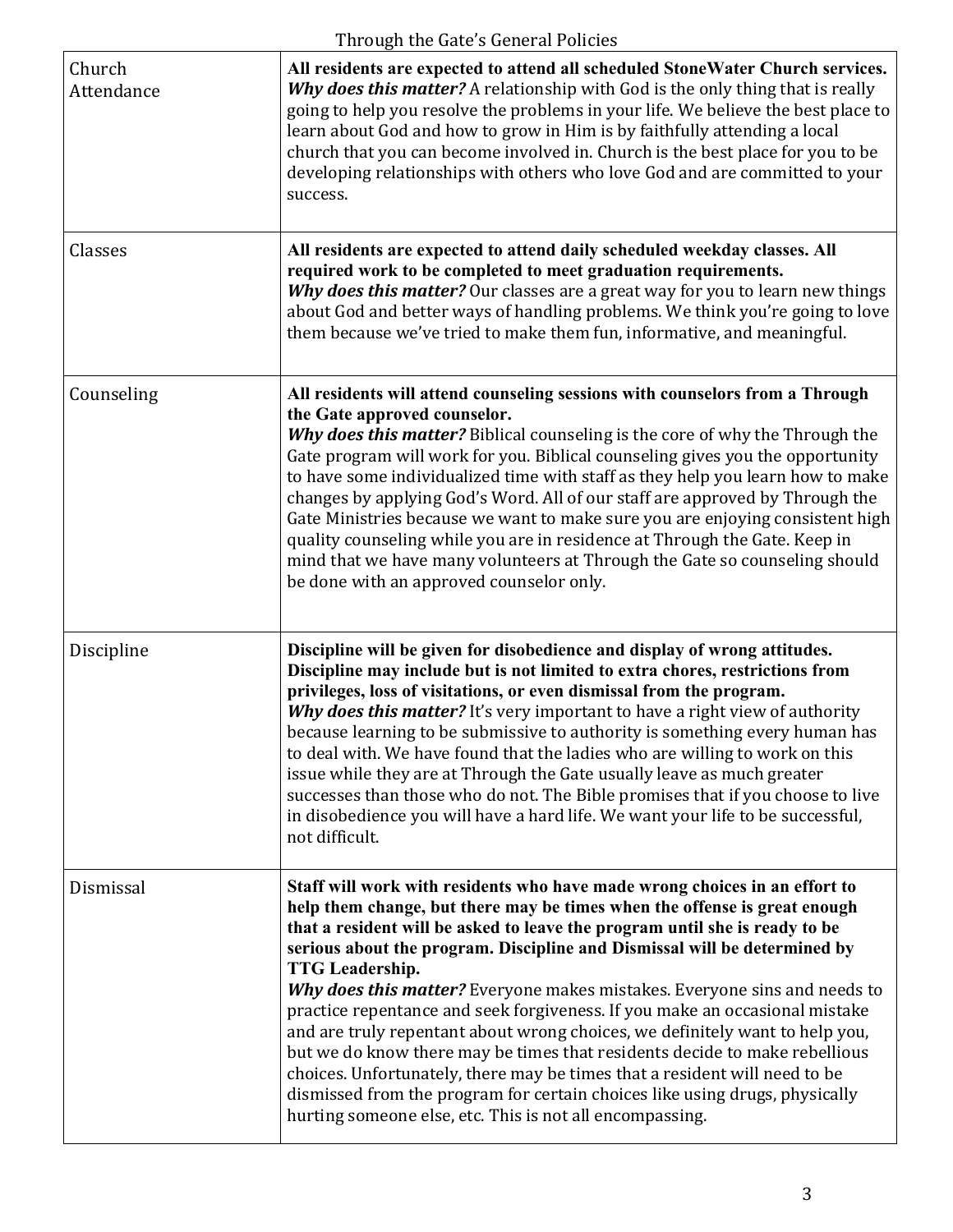# Through the Gate's General Policies

| | |
|---|---|
| Church Attendance | **All residents are expected to attend all scheduled StoneWater Church services.** ***Why does this matter?*** A relationship with God is the only thing that is really going to help you resolve the problems in your life. We believe the best place to learn about God and how to grow in Him is by faithfully attending a local church that you can become involved in. Church is the best place for you to be developing relationships with others who love God and are committed to your success. |
| Classes | **All residents are expected to attend daily scheduled weekday classes. All required work to be completed to meet graduation requirements.** ***Why does this matter?*** Our classes are a great way for you to learn new things about God and better ways of handling problems. We think you're going to love them because we've tried to make them fun, informative, and meaningful. |
| Counseling | **All residents will attend counseling sessions with counselors from a Through the Gate approved counselor.** ***Why does this matter?*** Biblical counseling is the core of why the Through the Gate program will work for you. Biblical counseling gives you the opportunity to have some individualized time with staff as they help you learn how to make changes by applying God's Word. All of our staff are approved by Through the Gate Ministries because we want to make sure you are enjoying consistent high quality counseling while you are in residence at Through the Gate. Keep in mind that we have many volunteers at Through the Gate so counseling should be done with an approved counselor only. |
| Discipline | **Discipline will be given for disobedience and display of wrong attitudes. Discipline may include but is not limited to extra chores, restrictions from privileges, loss of visitations, or even dismissal from the program.** ***Why does this matter?*** It's very important to have a right view of authority because learning to be submissive to authority is something every human has to deal with. We have found that the ladies who are willing to work on this issue while they are at Through the Gate usually leave as much greater successes than those who do not. The Bible promises that if you choose to live in disobedience you will have a hard life. We want your life to be successful, not difficult. |
| Dismissal | **Staff will work with residents who have made wrong choices in an effort to help them change, but there may be times when the offense is great enough that a resident will be asked to leave the program until she is ready to be serious about the program. Discipline and Dismissal will be determined by TTG Leadership.** ***Why does this matter?*** Everyone makes mistakes. Everyone sins and needs to practice repentance and seek forgiveness. If you make an occasional mistake and are truly repentant about wrong choices, we definitely want to help you, but we do know there may be times that residents decide to make rebellious choices. Unfortunately, there may be times that a resident will need to be dismissed from the program for certain choices like using drugs, physically hurting someone else, etc. This is not all encompassing. |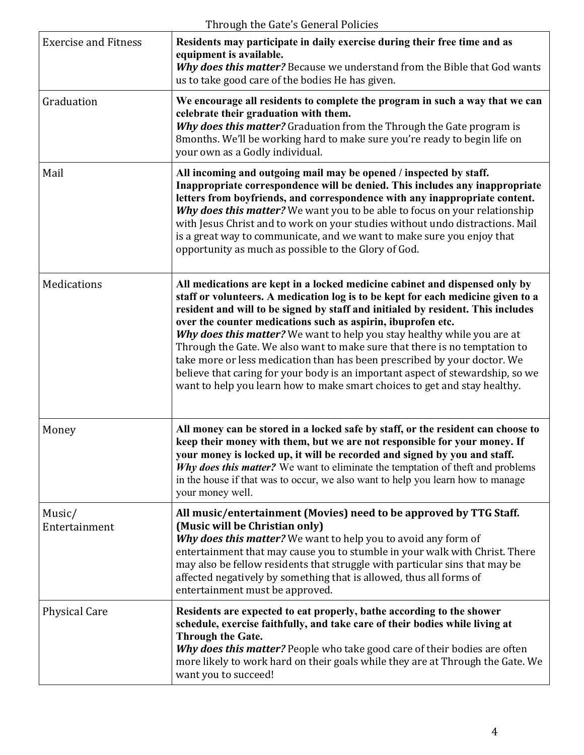Through the Gate's General Policies

| | |
|---|---|
| Exercise and Fitness | **Residents may participate in daily exercise during their free time and as equipment is available.** ***Why does this matter?*** Because we understand from the Bible that God wants us to take good care of the bodies He has given. |
| Graduation | **We encourage all residents to complete the program in such a way that we can celebrate their graduation with them.** ***Why does this matter?*** Graduation from the Through the Gate program is 8months. We'll be working hard to make sure you're ready to begin life on your own as a Godly individual. |
| Mail | **All incoming and outgoing mail may be opened / inspected by staff. Inappropriate correspondence will be denied. This includes any inappropriate letters from boyfriends, and correspondence with any inappropriate content.** ***Why does this matter?*** We want you to be able to focus on your relationship with Jesus Christ and to work on your studies without undo distractions. Mail is a great way to communicate, and we want to make sure you enjoy that opportunity as much as possible to the Glory of God. |
| Medications | **All medications are kept in a locked medicine cabinet and dispensed only by staff or volunteers. A medication log is to be kept for each medicine given to a resident and will to be signed by staff and initialed by resident. This includes over the counter medications such as aspirin, ibuprofen etc.** ***Why does this matter?*** We want to help you stay healthy while you are at Through the Gate. We also want to make sure that there is no temptation to take more or less medication than has been prescribed by your doctor. We believe that caring for your body is an important aspect of stewardship, so we want to help you learn how to make smart choices to get and stay healthy. |
| Money | **All money can be stored in a locked safe by staff, or the resident can choose to keep their money with them, but we are not responsible for your money. If your money is locked up, it will be recorded and signed by you and staff.** ***Why does this matter?*** We want to eliminate the temptation of theft and problems in the house if that was to occur, we also want to help you learn how to manage your money well. |
| Music/ Entertainment | **All music/entertainment (Movies) need to be approved by TTG Staff. (Music will be Christian only)** ***Why does this matter?*** We want to help you to avoid any form of entertainment that may cause you to stumble in your walk with Christ. There may also be fellow residents that struggle with particular sins that may be affected negatively by something that is allowed, thus all forms of entertainment must be approved. |
| Physical Care | **Residents are expected to eat properly, bathe according to the shower schedule, exercise faithfully, and take care of their bodies while living at Through the Gate.** ***Why does this matter?*** People who take good care of their bodies are often more likely to work hard on their goals while they are at Through the Gate. We want you to succeed! |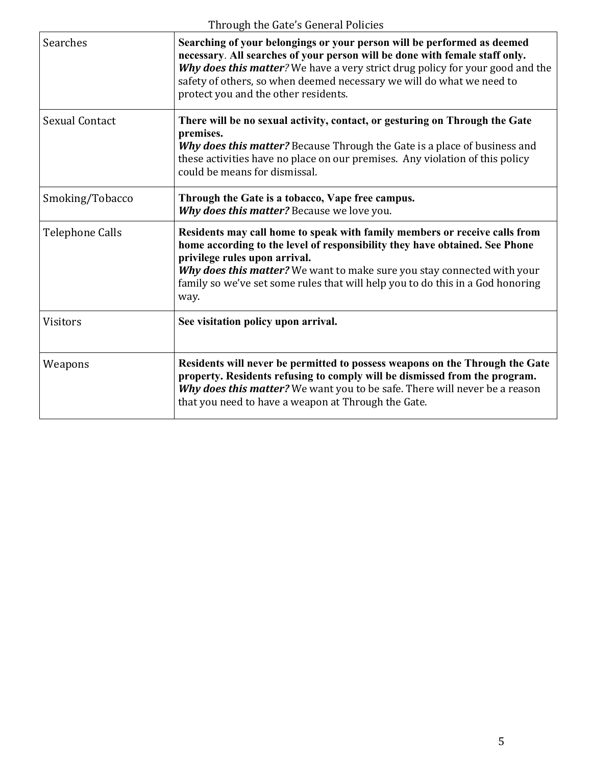Through the Gate's General Policies

| | |
|---|---|
| Searches | **Searching of your belongings or your person will be performed as deemed necessary**. **All searches of your person will be done with female staff only.** ***Why does this matter****?* We have a very strict drug policy for your good and the safety of others, so when deemed necessary we will do what we need to protect you and the other residents. |
| Sexual Contact | **There will be no sexual activity, contact, or gesturing on Through the Gate premises.** ***Why does this matter?*** Because Through the Gate is a place of business and these activities have no place on our premises. Any violation of this policy could be means for dismissal. |
| Smoking/Tobacco | **Through the Gate is a tobacco, Vape free campus.** ***Why does this matter?*** Because we love you. |
| Telephone Calls | **Residents may call home to speak with family members or receive calls from home according to the level of responsibility they have obtained. See Phone privilege rules upon arrival.** ***Why does this matter?*** We want to make sure you stay connected with your family so we've set some rules that will help you to do this in a God honoring way. |
| Visitors | **See visitation policy upon arrival.** |
| Weapons | **Residents will never be permitted to possess weapons on the Through the Gate property. Residents refusing to comply will be dismissed from the program.** ***Why does this matter?*** We want you to be safe. There will never be a reason that you need to have a weapon at Through the Gate. |